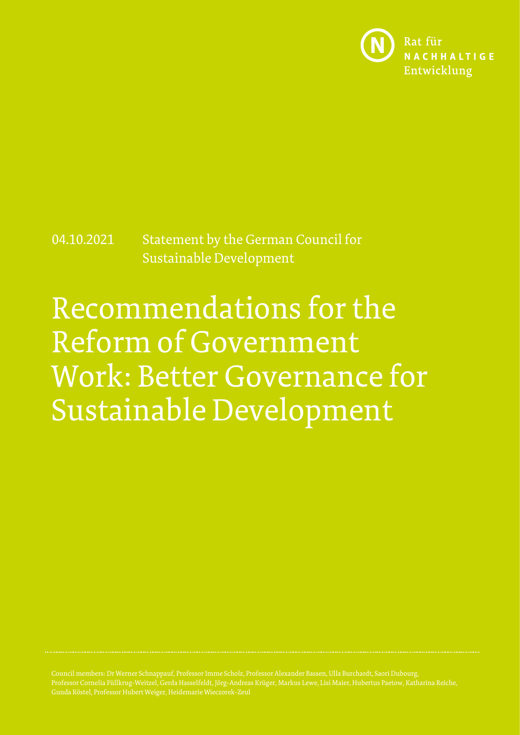Rat für
NACHHALTIGE
Entwicklung

04.10.2021 Statement by the German Council for Sustainable Development

# Recommendations for the Reform of Government Work: Better Governance for Sustainable Development

Council members: Dr Werner Schnappauf, Professor Imme Scholz, Professor Alexander Bassen, Ulla Burchardt, Saori Dubourg, Professor Cornelia Füllkrug-Weitzel, Gerda Hasselfeldt, Jörg-Andreas Krüger, Markus Lewe, Lisi Maier, Hubertus Paetow, Katharina Reiche, Gunda Röstel, Professor Hubert Weiger, Heidemarie Wieczorek-Zeul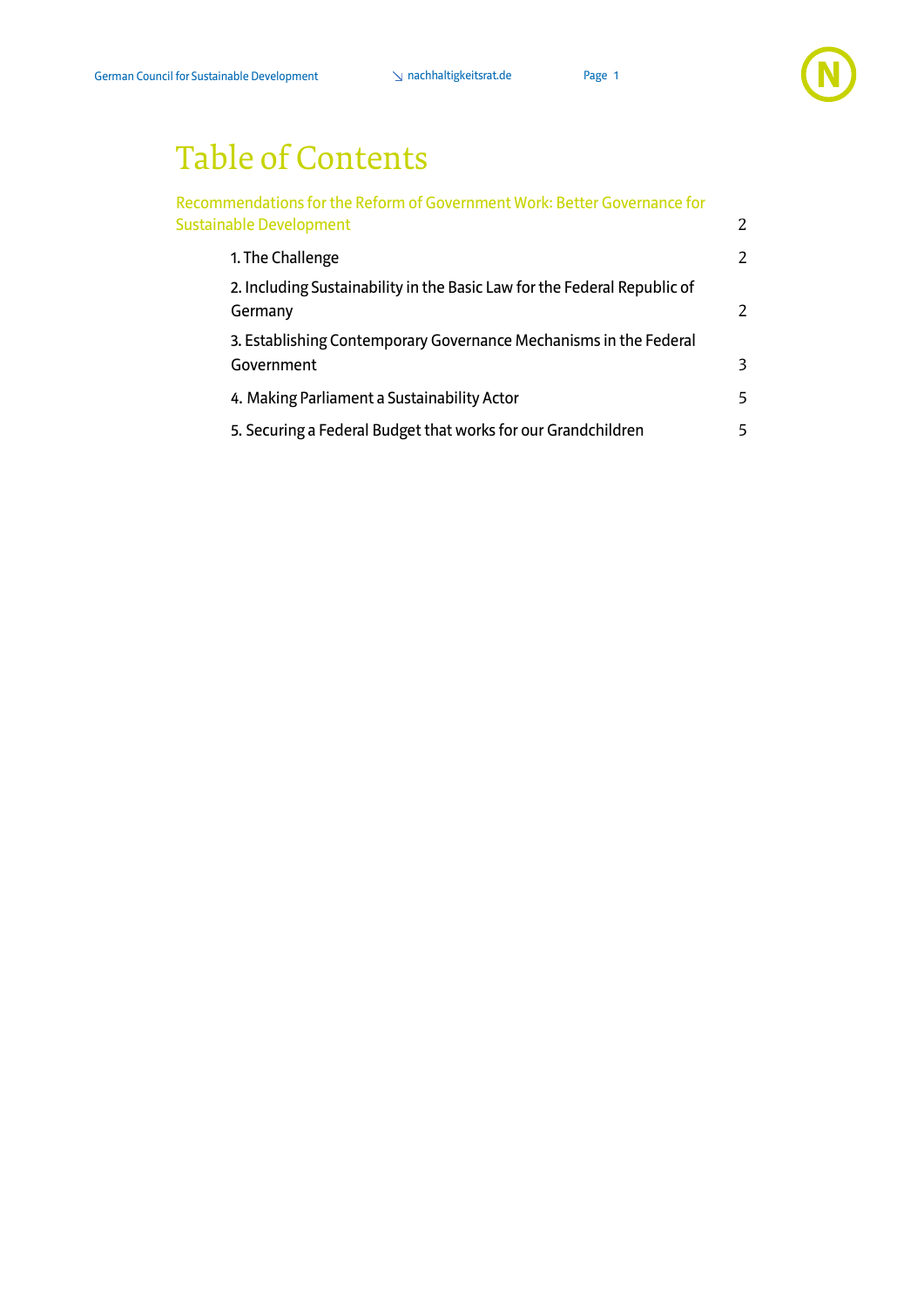# Table of Contents

Recommendations for the Reform of Government Work: Better Governance for Sustainable Development 2

- 1. The Challenge 2
- 2. Including Sustainability in the Basic Law for the Federal Republic of Germany 2
- 3. Establishing Contemporary Governance Mechanisms in the Federal Government 3
- 4. Making Parliament a Sustainability Actor 5
- 5. Securing a Federal Budget that works for our Grandchildren 5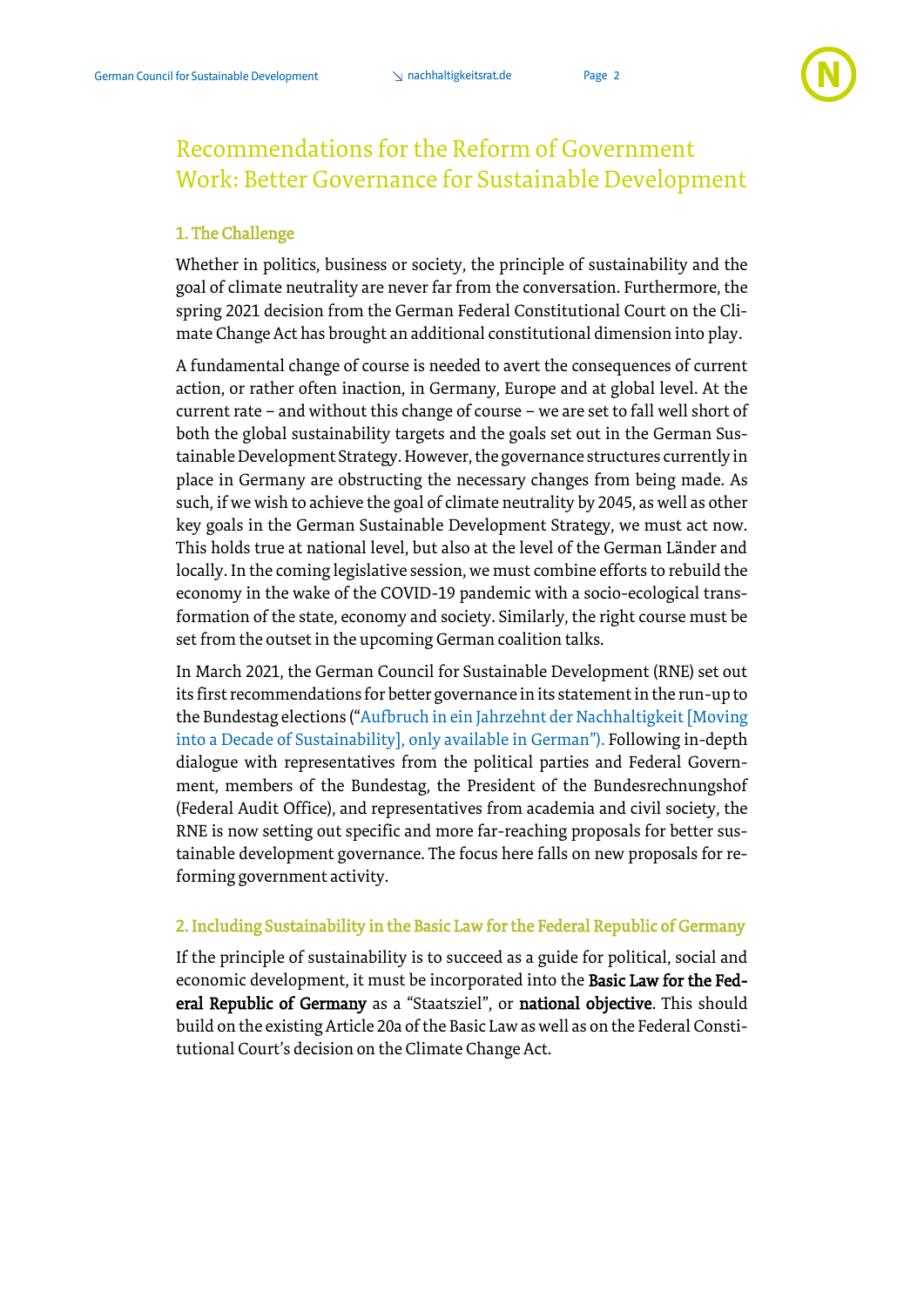# Recommendations for the Reform of Government Work: Better Governance for Sustainable Development

## 1. The Challenge

Whether in politics, business or society, the principle of sustainability and the goal of climate neutrality are never far from the conversation. Furthermore, the spring 2021 decision from the German Federal Constitutional Court on the Climate Change Act has brought an additional constitutional dimension into play.

A fundamental change of course is needed to avert the consequences of current action, or rather often inaction, in Germany, Europe and at global level. At the current rate – and without this change of course – we are set to fall well short of both the global sustainability targets and the goals set out in the German Sustainable Development Strategy. However, the governance structures currently in place in Germany are obstructing the necessary changes from being made. As such, if we wish to achieve the goal of climate neutrality by 2045, as well as other key goals in the German Sustainable Development Strategy, we must act now. This holds true at national level, but also at the level of the German Länder and locally. In the coming legislative session, we must combine efforts to rebuild the economy in the wake of the COVID-19 pandemic with a socio-ecological transformation of the state, economy and society. Similarly, the right course must be set from the outset in the upcoming German coalition talks.

In March 2021, the German Council for Sustainable Development (RNE) set out its first recommendations for better governance in its statement in the run-up to the Bundestag elections ("Aufbruch in ein Jahrzehnt der Nachhaltigkeit [Moving into a Decade of Sustainability], only available in German"). Following in-depth dialogue with representatives from the political parties and Federal Government, members of the Bundestag, the President of the Bundesrechnungshof (Federal Audit Office), and representatives from academia and civil society, the RNE is now setting out specific and more far-reaching proposals for better sustainable development governance. The focus here falls on new proposals for reforming government activity.

## 2. Including Sustainability in the Basic Law for the Federal Republic of Germany

If the principle of sustainability is to succeed as a guide for political, social and economic development, it must be incorporated into the **Basic Law for the Federal Republic of Germany** as a "Staatsziel", or **national objective**. This should build on the existing Article 20a of the Basic Law as well as on the Federal Constitutional Court's decision on the Climate Change Act.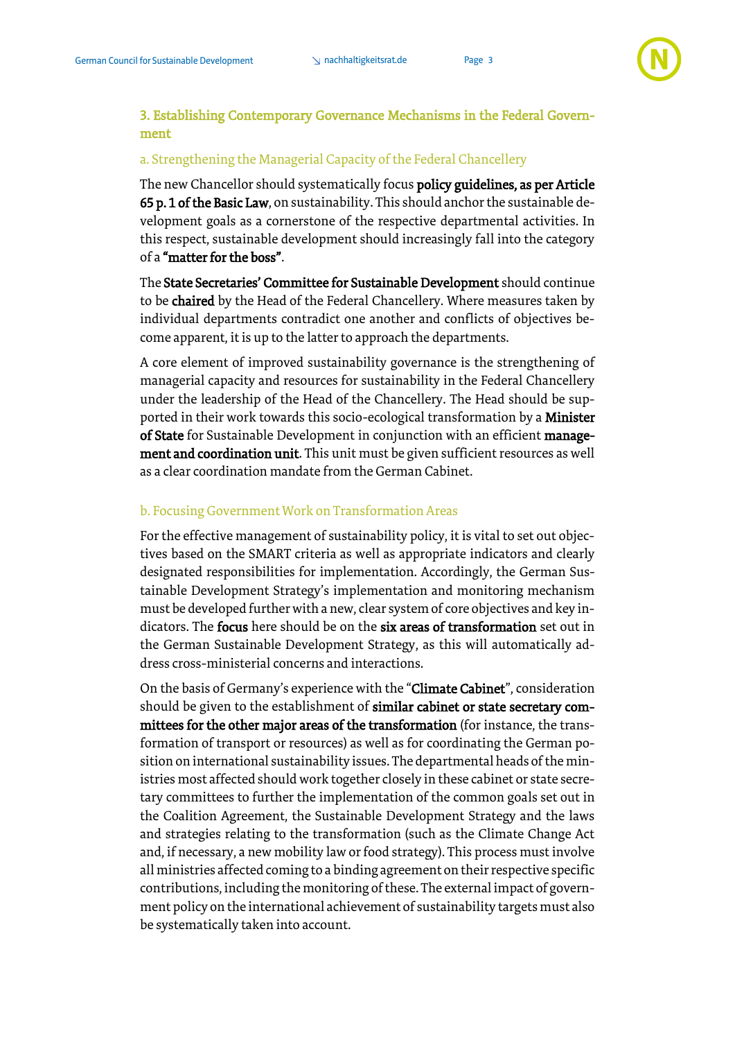## 3. Establishing Contemporary Governance Mechanisms in the Federal Government

### a. Strengthening the Managerial Capacity of the Federal Chancellery

The new Chancellor should systematically focus **policy guidelines, as per Article 65 p. 1 of the Basic Law**, on sustainability. This should anchor the sustainable development goals as a cornerstone of the respective departmental activities. In this respect, sustainable development should increasingly fall into the category of a **"matter for the boss"**.

The **State Secretaries' Committee for Sustainable Development** should continue to be **chaired** by the Head of the Federal Chancellery. Where measures taken by individual departments contradict one another and conflicts of objectives become apparent, it is up to the latter to approach the departments.

A core element of improved sustainability governance is the strengthening of managerial capacity and resources for sustainability in the Federal Chancellery under the leadership of the Head of the Chancellery. The Head should be supported in their work towards this socio-ecological transformation by a **Minister of State** for Sustainable Development in conjunction with an efficient **management and coordination unit**. This unit must be given sufficient resources as well as a clear coordination mandate from the German Cabinet.

### b. Focusing Government Work on Transformation Areas

For the effective management of sustainability policy, it is vital to set out objectives based on the SMART criteria as well as appropriate indicators and clearly designated responsibilities for implementation. Accordingly, the German Sustainable Development Strategy's implementation and monitoring mechanism must be developed further with a new, clear system of core objectives and key indicators. The **focus** here should be on the **six areas of transformation** set out in the German Sustainable Development Strategy, as this will automatically address cross-ministerial concerns and interactions.

On the basis of Germany's experience with the "**Climate Cabinet**", consideration should be given to the establishment of **similar cabinet or state secretary committees for the other major areas of the transformation** (for instance, the transformation of transport or resources) as well as for coordinating the German position on international sustainability issues. The departmental heads of the ministries most affected should work together closely in these cabinet or state secretary committees to further the implementation of the common goals set out in the Coalition Agreement, the Sustainable Development Strategy and the laws and strategies relating to the transformation (such as the Climate Change Act and, if necessary, a new mobility law or food strategy). This process must involve all ministries affected coming to a binding agreement on their respective specific contributions, including the monitoring of these. The external impact of government policy on the international achievement of sustainability targets must also be systematically taken into account.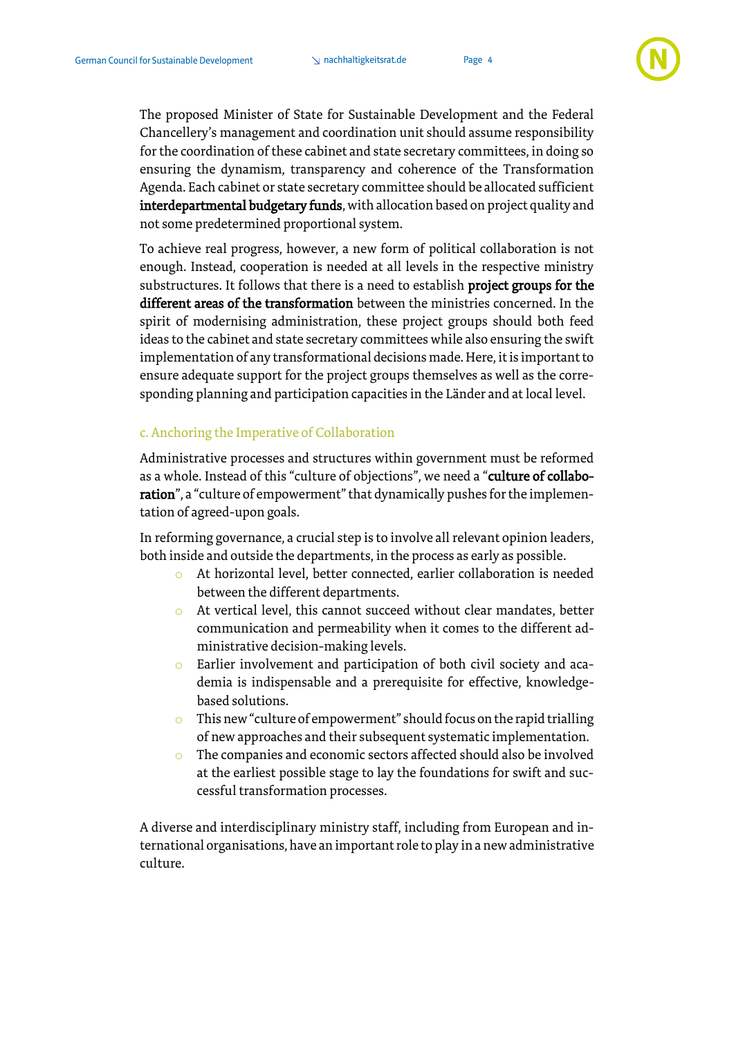The proposed Minister of State for Sustainable Development and the Federal Chancellery's management and coordination unit should assume responsibility for the coordination of these cabinet and state secretary committees, in doing so ensuring the dynamism, transparency and coherence of the Transformation Agenda. Each cabinet or state secretary committee should be allocated sufficient **interdepartmental budgetary funds**, with allocation based on project quality and not some predetermined proportional system.

To achieve real progress, however, a new form of political collaboration is not enough. Instead, cooperation is needed at all levels in the respective ministry substructures. It follows that there is a need to establish **project groups for the different areas of the transformation** between the ministries concerned. In the spirit of modernising administration, these project groups should both feed ideas to the cabinet and state secretary committees while also ensuring the swift implementation of any transformational decisions made. Here, it is important to ensure adequate support for the project groups themselves as well as the corresponding planning and participation capacities in the Länder and at local level.

### c. Anchoring the Imperative of Collaboration

Administrative processes and structures within government must be reformed as a whole. Instead of this "culture of objections", we need a "**culture of collaboration**", a "culture of empowerment" that dynamically pushes for the implementation of agreed-upon goals.

In reforming governance, a crucial step is to involve all relevant opinion leaders, both inside and outside the departments, in the process as early as possible.

- At horizontal level, better connected, earlier collaboration is needed between the different departments.
- At vertical level, this cannot succeed without clear mandates, better communication and permeability when it comes to the different administrative decision-making levels.
- Earlier involvement and participation of both civil society and academia is indispensable and a prerequisite for effective, knowledge-based solutions.
- This new "culture of empowerment" should focus on the rapid trialling of new approaches and their subsequent systematic implementation.
- The companies and economic sectors affected should also be involved at the earliest possible stage to lay the foundations for swift and successful transformation processes.

A diverse and interdisciplinary ministry staff, including from European and international organisations, have an important role to play in a new administrative culture.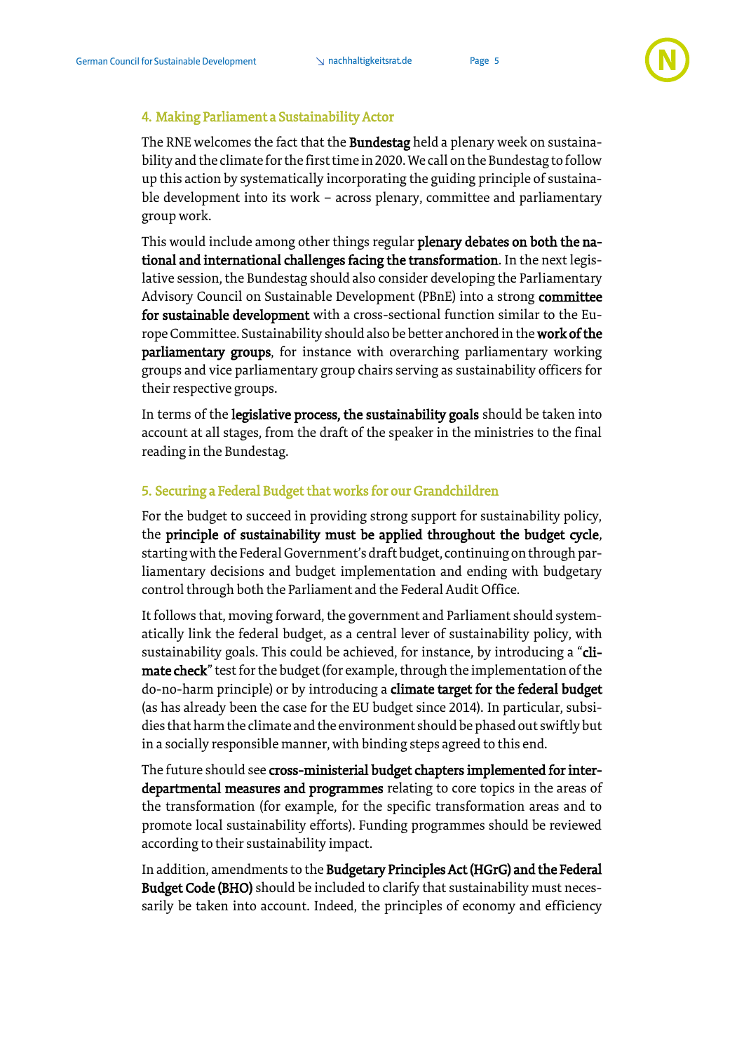## 4. Making Parliament a Sustainability Actor

The RNE welcomes the fact that the **Bundestag** held a plenary week on sustainability and the climate for the first time in 2020. We call on the Bundestag to follow up this action by systematically incorporating the guiding principle of sustainable development into its work – across plenary, committee and parliamentary group work.

This would include among other things regular **plenary debates on both the national and international challenges facing the transformation**. In the next legislative session, the Bundestag should also consider developing the Parliamentary Advisory Council on Sustainable Development (PBnE) into a strong **committee for sustainable development** with a cross-sectional function similar to the Europe Committee. Sustainability should also be better anchored in the **work of the parliamentary groups**, for instance with overarching parliamentary working groups and vice parliamentary group chairs serving as sustainability officers for their respective groups.

In terms of the **legislative process, the sustainability goals** should be taken into account at all stages, from the draft of the speaker in the ministries to the final reading in the Bundestag.

## 5. Securing a Federal Budget that works for our Grandchildren

For the budget to succeed in providing strong support for sustainability policy, the **principle of sustainability must be applied throughout the budget cycle**, starting with the Federal Government's draft budget, continuing on through parliamentary decisions and budget implementation and ending with budgetary control through both the Parliament and the Federal Audit Office.

It follows that, moving forward, the government and Parliament should systematically link the federal budget, as a central lever of sustainability policy, with sustainability goals. This could be achieved, for instance, by introducing a "**climate check**" test for the budget (for example, through the implementation of the do-no-harm principle) or by introducing a **climate target for the federal budget** (as has already been the case for the EU budget since 2014). In particular, subsidies that harm the climate and the environment should be phased out swiftly but in a socially responsible manner, with binding steps agreed to this end.

The future should see **cross-ministerial budget chapters implemented for interdepartmental measures and programmes** relating to core topics in the areas of the transformation (for example, for the specific transformation areas and to promote local sustainability efforts). Funding programmes should be reviewed according to their sustainability impact.

In addition, amendments to the **Budgetary Principles Act (HGrG) and the Federal Budget Code (BHO)** should be included to clarify that sustainability must necessarily be taken into account. Indeed, the principles of economy and efficiency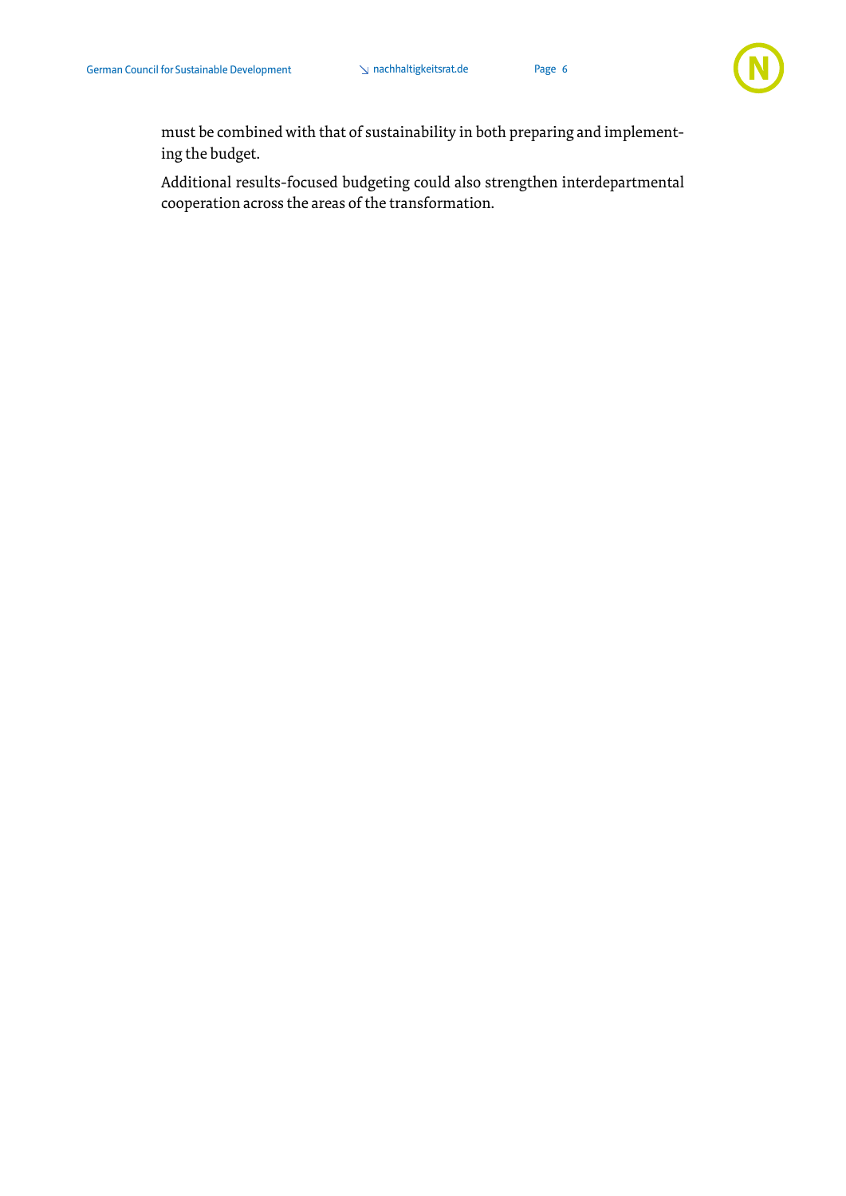must be combined with that of sustainability in both preparing and implementing the budget.

Additional results-focused budgeting could also strengthen interdepartmental cooperation across the areas of the transformation.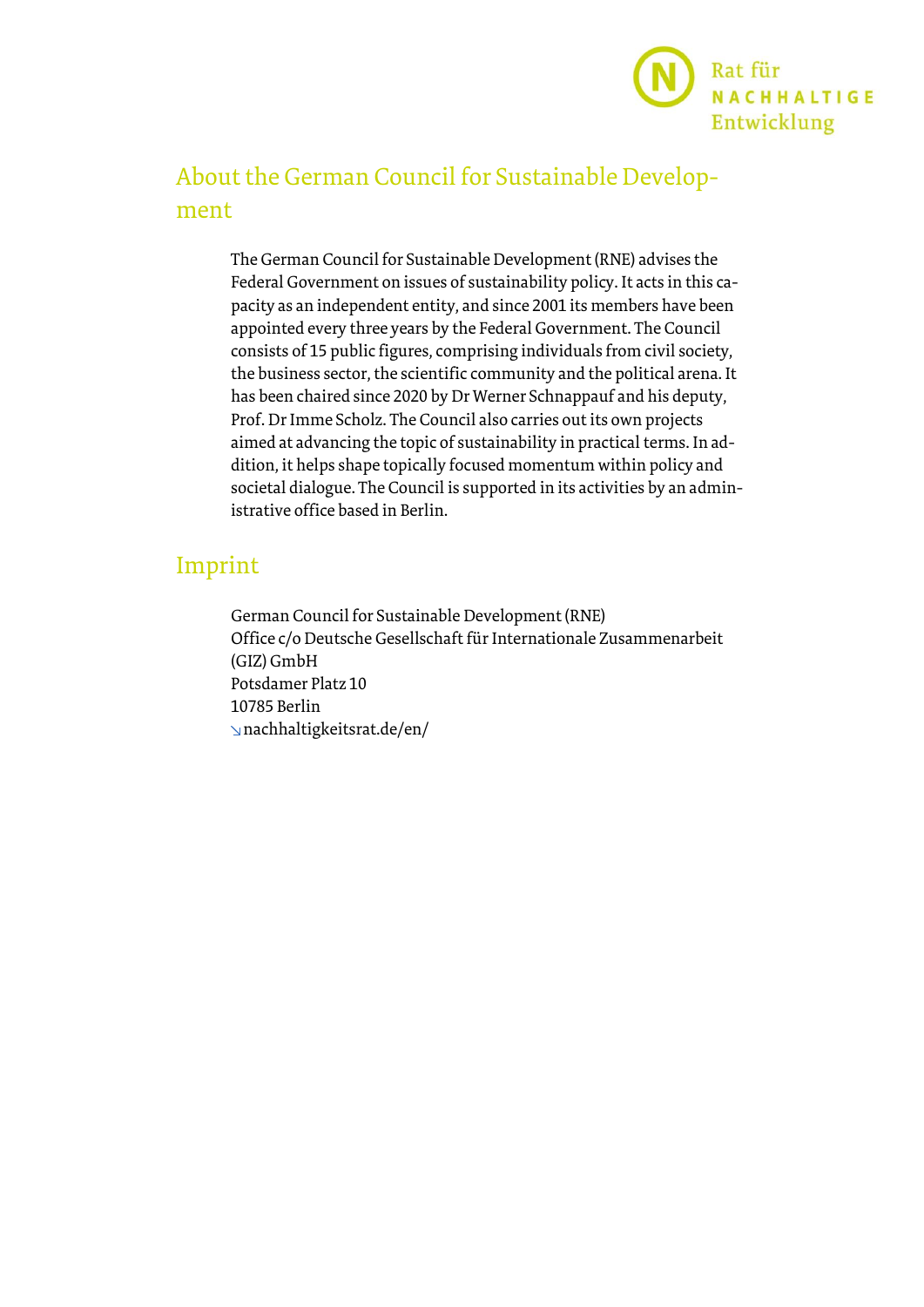Rat für
NACHHALTIGE
Entwicklung

## About the German Council for Sustainable Development

The German Council for Sustainable Development (RNE) advises the Federal Government on issues of sustainability policy. It acts in this capacity as an independent entity, and since 2001 its members have been appointed every three years by the Federal Government. The Council consists of 15 public figures, comprising individuals from civil society, the business sector, the scientific community and the political arena. It has been chaired since 2020 by Dr Werner Schnappauf and his deputy, Prof. Dr Imme Scholz. The Council also carries out its own projects aimed at advancing the topic of sustainability in practical terms. In addition, it helps shape topically focused momentum within policy and societal dialogue. The Council is supported in its activities by an administrative office based in Berlin.

## Imprint

German Council for Sustainable Development (RNE)
Office c/o Deutsche Gesellschaft für Internationale Zusammenarbeit (GIZ) GmbH
Potsdamer Platz 10
10785 Berlin
↘nachhaltigkeitsrat.de/en/